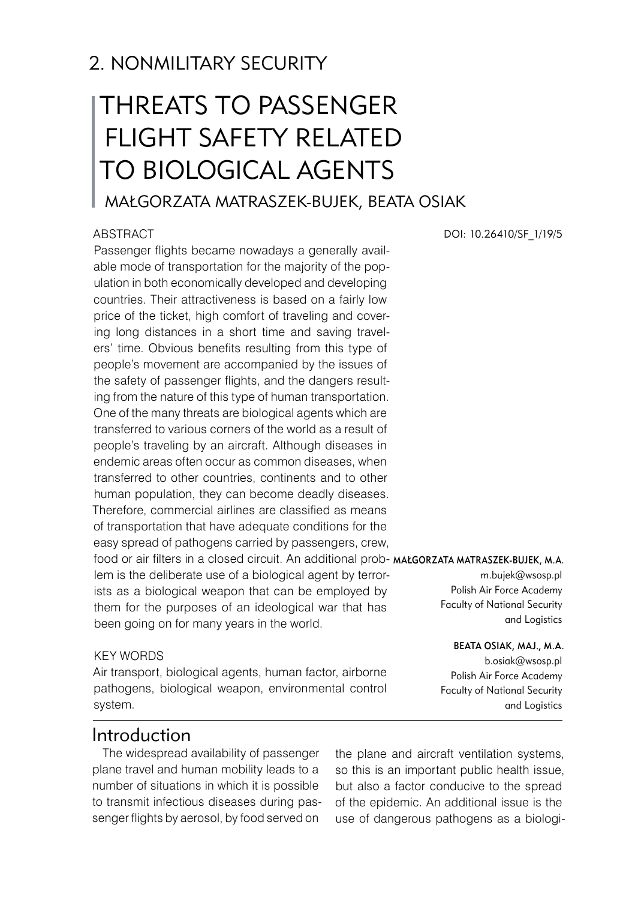## 2. NONMILITARY SECURITY

# THREATS TO PASSENGER FLIGHT SAFETY RELATED TO BIOLOGICAL AGENTS

MAŁGORZATA MATRASZEK-BUJEK, BEATA OSIAK

DOI: 10.26410/SF_1/19/5

### ABSTRACT

Passenger flights became nowadays a generally available mode of transportation for the majority of the population in both economically developed and developing countries. Their attractiveness is based on a fairly low price of the ticket, high comfort of traveling and covering long distances in a short time and saving travelers' time. Obvious benefits resulting from this type of people's movement are accompanied by the issues of the safety of passenger flights, and the dangers resulting from the nature of this type of human transportation. One of the many threats are biological agents which are transferred to various corners of the world as a result of people's traveling by an aircraft. Although diseases in endemic areas often occur as common diseases, when transferred to other countries, continents and to other human population, they can become deadly diseases. Therefore, commercial airlines are classified as means of transportation that have adequate conditions for the easy spread of pathogens carried by passengers, crew, food or air filters in a closed circuit. An additional problem is the deliberate use of a biological agent by terrorists as a biological weapon that can be employed by them for the purposes of an ideological war that has been going on for many years in the world.

### KEY WORDS

Air transport, biological agents, human factor, airborne pathogens, biological weapon, environmental control system.

**MAŁGORZATA MATRASZEK-BUJEK, M.A.**
m.bujek@wsosp.pl
Polish Air Force Academy
Faculty of National Security and Logistics

**BEATA OSIAK, MAJ., M.A.**
b.osiak@wsosp.pl
Polish Air Force Academy
Faculty of National Security and Logistics

## Introduction

The widespread availability of passenger plane travel and human mobility leads to a number of situations in which it is possible to transmit infectious diseases during passenger flights by aerosol, by food served on the plane and aircraft ventilation systems, so this is an important public health issue, but also a factor conducive to the spread of the epidemic. An additional issue is the use of dangerous pathogens as a biologi-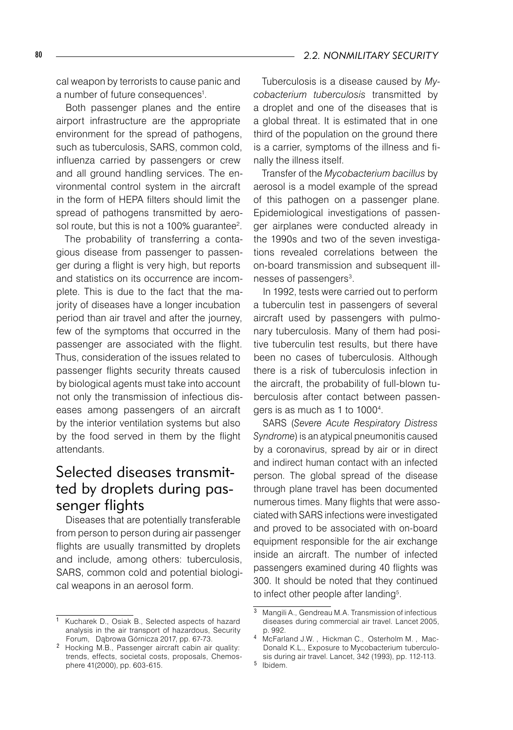cal weapon by terrorists to cause panic and a number of future consequences[1].

Both passenger planes and the entire airport infrastructure are the appropriate environment for the spread of pathogens, such as tuberculosis, SARS, common cold, influenza carried by passengers or crew and all ground handling services. The environmental control system in the aircraft in the form of HEPA filters should limit the spread of pathogens transmitted by aerosol route, but this is not a 100% guarantee[2].

The probability of transferring a contagious disease from passenger to passenger during a flight is very high, but reports and statistics on its occurrence are incomplete. This is due to the fact that the majority of diseases have a longer incubation period than air travel and after the journey, few of the symptoms that occurred in the passenger are associated with the flight. Thus, consideration of the issues related to passenger flights security threats caused by biological agents must take into account not only the transmission of infectious diseases among passengers of an aircraft by the interior ventilation systems but also by the food served in them by the flight attendants.

## Selected diseases transmitted by droplets during passenger flights

Diseases that are potentially transferable from person to person during air passenger flights are usually transmitted by droplets and include, among others: tuberculosis, SARS, common cold and potential biological weapons in an aerosol form.

Tuberculosis is a disease caused by *Mycobacterium tuberculosis* transmitted by a droplet and one of the diseases that is a global threat. It is estimated that in one third of the population on the ground there is a carrier, symptoms of the illness and finally the illness itself.

Transfer of the *Mycobacterium bacillus* by aerosol is a model example of the spread of this pathogen on a passenger plane. Epidemiological investigations of passenger airplanes were conducted already in the 1990s and two of the seven investigations revealed correlations between the on-board transmission and subsequent illnesses of passengers[3].

In 1992, tests were carried out to perform a tuberculin test in passengers of several aircraft used by passengers with pulmonary tuberculosis. Many of them had positive tuberculin test results, but there have been no cases of tuberculosis. Although there is a risk of tuberculosis infection in the aircraft, the probability of full-blown tuberculosis after contact between passengers is as much as 1 to 1000[4].

SARS (*Severe Acute Respiratory Distress Syndrome*) is an atypical pneumonitis caused by a coronavirus, spread by air or in direct and indirect human contact with an infected person. The global spread of the disease through plane travel has been documented numerous times. Many flights that were associated with SARS infections were investigated and proved to be associated with on-board equipment responsible for the air exchange inside an aircraft. The number of infected passengers examined during 40 flights was 300. It should be noted that they continued to infect other people after landing[5].

---

[1] Kucharek D., Osiak B., Selected aspects of hazard analysis in the air transport of hazardous, Security Forum, Dąbrowa Górnicza 2017, pp. 67-73.

[2] Hocking M.B., Passenger aircraft cabin air quality: trends, effects, societal costs, proposals, Chemosphere 41(2000), pp. 603-615.

[3] Mangili A., Gendreau M.A. Transmission of infectious diseases during commercial air travel. Lancet 2005, p. 992.

[4] McFarland J.W. , Hickman C., Osterholm M. , MacDonald K.L., Exposure to Mycobacterium tuberculosis during air travel. Lancet, 342 (1993), pp. 112-113.

[5] Ibidem.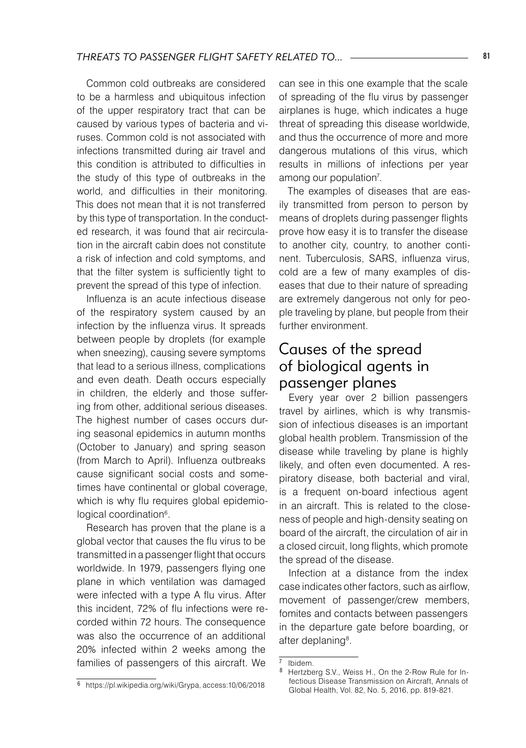Common cold outbreaks are considered to be a harmless and ubiquitous infection of the upper respiratory tract that can be caused by various types of bacteria and viruses. Common cold is not associated with infections transmitted during air travel and this condition is attributed to difficulties in the study of this type of outbreaks in the world, and difficulties in their monitoring. This does not mean that it is not transferred by this type of transportation. In the conducted research, it was found that air recirculation in the aircraft cabin does not constitute a risk of infection and cold symptoms, and that the filter system is sufficiently tight to prevent the spread of this type of infection.

Influenza is an acute infectious disease of the respiratory system caused by an infection by the influenza virus. It spreads between people by droplets (for example when sneezing), causing severe symptoms that lead to a serious illness, complications and even death. Death occurs especially in children, the elderly and those suffering from other, additional serious diseases. The highest number of cases occurs during seasonal epidemics in autumn months (October to January) and spring season (from March to April). Influenza outbreaks cause significant social costs and sometimes have continental or global coverage, which is why flu requires global epidemiological coordination[6].

Research has proven that the plane is a global vector that causes the flu virus to be transmitted in a passenger flight that occurs worldwide. In 1979, passengers flying one plane in which ventilation was damaged were infected with a type A flu virus. After this incident, 72% of flu infections were recorded within 72 hours. The consequence was also the occurrence of an additional 20% infected within 2 weeks among the families of passengers of this aircraft. We can see in this one example that the scale of spreading of the flu virus by passenger airplanes is huge, which indicates a huge threat of spreading this disease worldwide, and thus the occurrence of more and more dangerous mutations of this virus, which results in millions of infections per year among our population[7].

The examples of diseases that are easily transmitted from person to person by means of droplets during passenger flights prove how easy it is to transfer the disease to another city, country, to another continent. Tuberculosis, SARS, influenza virus, cold are a few of many examples of diseases that due to their nature of spreading are extremely dangerous not only for people traveling by plane, but people from their further environment.

## Causes of the spread of biological agents in passenger planes

Every year over 2 billion passengers travel by airlines, which is why transmission of infectious diseases is an important global health problem. Transmission of the disease while traveling by plane is highly likely, and often even documented. A respiratory disease, both bacterial and viral, is a frequent on-board infectious agent in an aircraft. This is related to the closeness of people and high-density seating on board of the aircraft, the circulation of air in a closed circuit, long flights, which promote the spread of the disease.

Infection at a distance from the index case indicates other factors, such as airflow, movement of passenger/crew members, fomites and contacts between passengers in the departure gate before boarding, or after deplaning[8].

---

[6] https://pl.wikipedia.org/wiki/Grypa, access:10/06/2018

[7] Ibidem.

[8] Hertzberg S.V., Weiss H., On the 2-Row Rule for Infectious Disease Transmission on Aircraft, Annals of Global Health, Vol. 82, No. 5, 2016, pp. 819-821.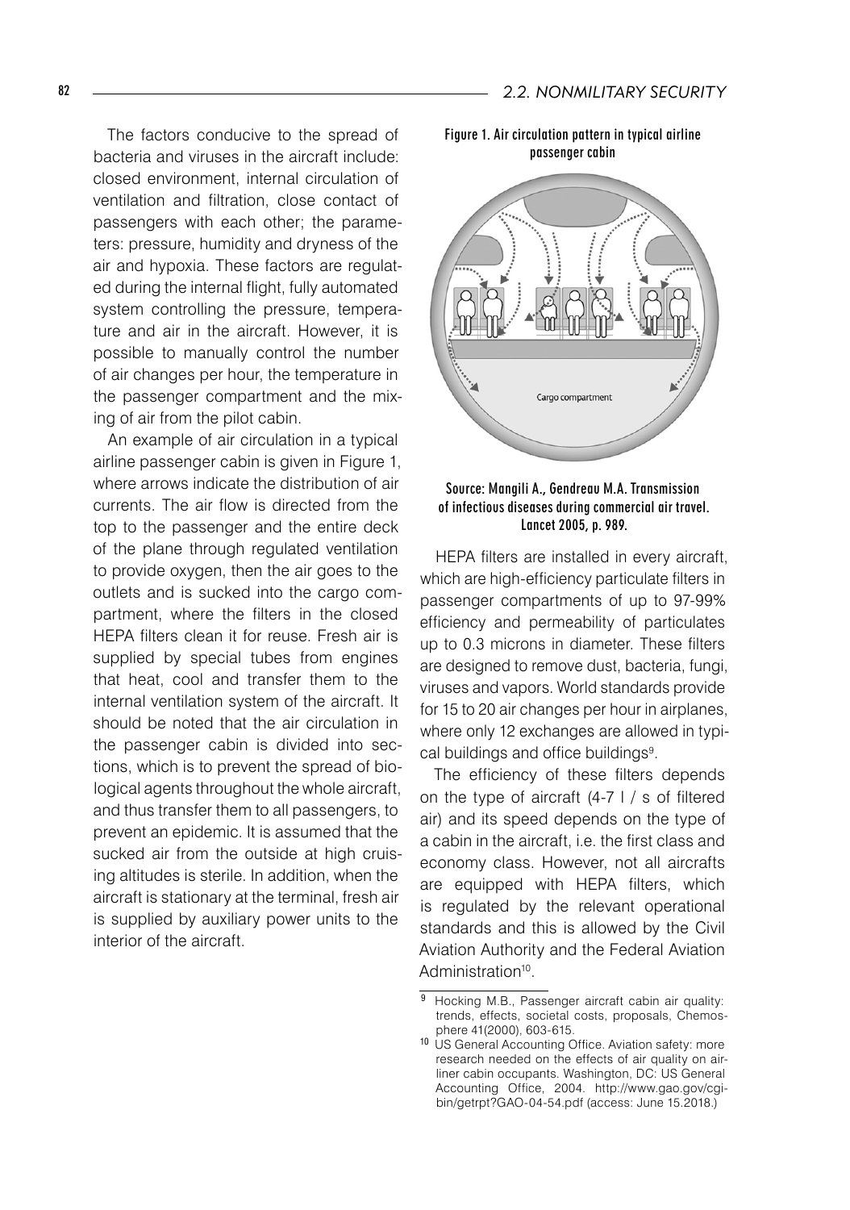The factors conducive to the spread of bacteria and viruses in the aircraft include: closed environment, internal circulation of ventilation and filtration, close contact of passengers with each other; the parameters: pressure, humidity and dryness of the air and hypoxia. These factors are regulated during the internal flight, fully automated system controlling the pressure, temperature and air in the aircraft. However, it is possible to manually control the number of air changes per hour, the temperature in the passenger compartment and the mixing of air from the pilot cabin.

An example of air circulation in a typical airline passenger cabin is given in Figure 1, where arrows indicate the distribution of air currents. The air flow is directed from the top to the passenger and the entire deck of the plane through regulated ventilation to provide oxygen, then the air goes to the outlets and is sucked into the cargo compartment, where the filters in the closed HEPA filters clean it for reuse. Fresh air is supplied by special tubes from engines that heat, cool and transfer them to the internal ventilation system of the aircraft. It should be noted that the air circulation in the passenger cabin is divided into sections, which is to prevent the spread of biological agents throughout the whole aircraft, and thus transfer them to all passengers, to prevent an epidemic. It is assumed that the sucked air from the outside at high cruising altitudes is sterile. In addition, when the aircraft is stationary at the terminal, fresh air is supplied by auxiliary power units to the interior of the aircraft.

**Figure 1. Air circulation pattern in typical airline passenger cabin**

Cargo compartment

**Source: Mangili A., Gendreau M.A. Transmission of infectious diseases during commercial air travel. Lancet 2005, p. 989.**

HEPA filters are installed in every aircraft, which are high-efficiency particulate filters in passenger compartments of up to 97-99% efficiency and permeability of particulates up to 0.3 microns in diameter. These filters are designed to remove dust, bacteria, fungi, viruses and vapors. World standards provide for 15 to 20 air changes per hour in airplanes, where only 12 exchanges are allowed in typical buildings and office buildings[9].

The efficiency of these filters depends on the type of aircraft (4-7 l / s of filtered air) and its speed depends on the type of a cabin in the aircraft, i.e. the first class and economy class. However, not all aircrafts are equipped with HEPA filters, which is regulated by the relevant operational standards and this is allowed by the Civil Aviation Authority and the Federal Aviation Administration[10].

---

[9] Hocking M.B., Passenger aircraft cabin air quality: trends, effects, societal costs, proposals, Chemosphere 41(2000), 603-615.

[10] US General Accounting Office. Aviation safety: more research needed on the effects of air quality on airliner cabin occupants. Washington, DC: US General Accounting Office, 2004. http://www.gao.gov/cgi-bin/getrpt?GAO-04-54.pdf (access: June 15.2018.)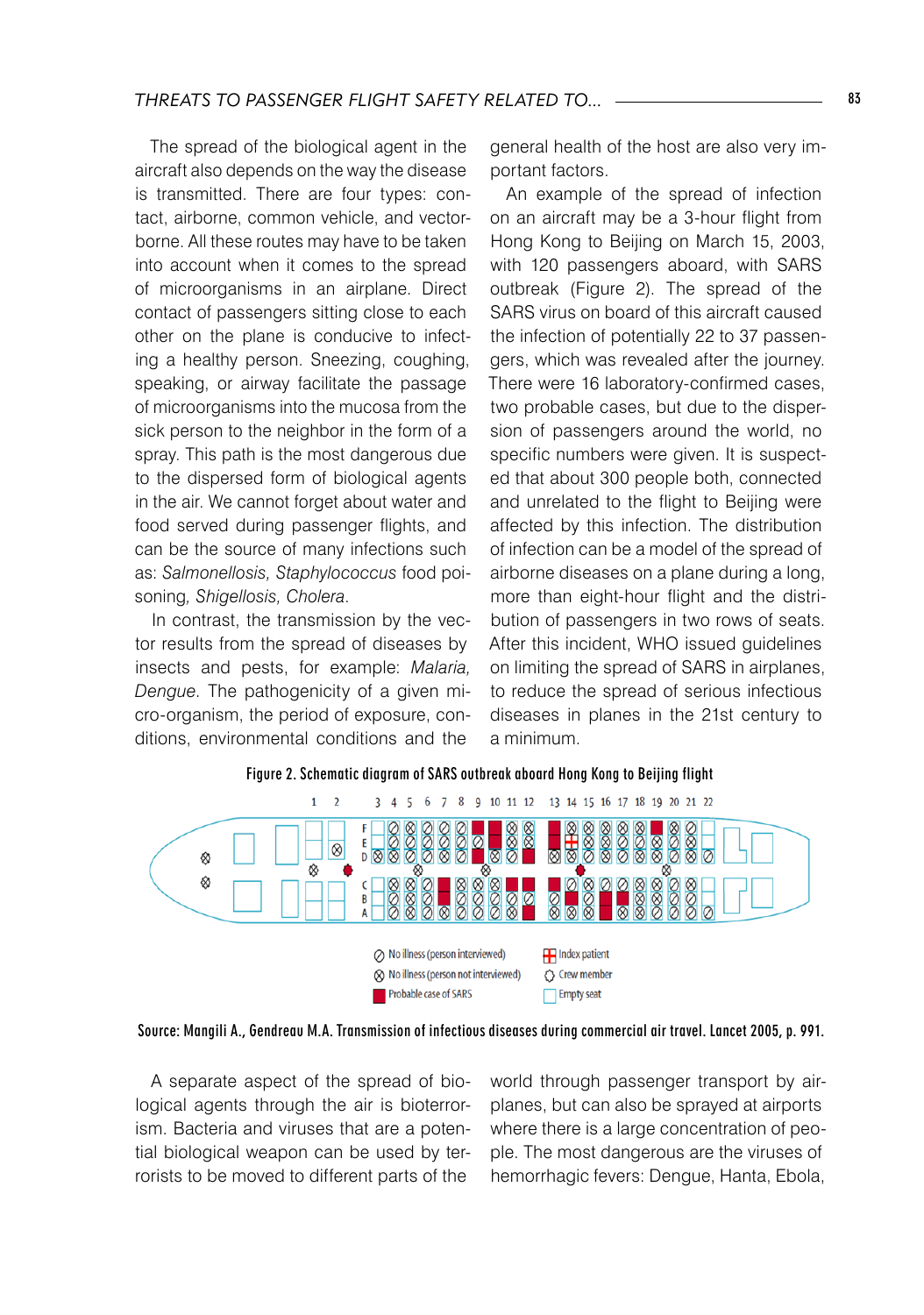The spread of the biological agent in the aircraft also depends on the way the disease is transmitted. There are four types: contact, airborne, common vehicle, and vector-borne. All these routes may have to be taken into account when it comes to the spread of microorganisms in an airplane. Direct contact of passengers sitting close to each other on the plane is conducive to infecting a healthy person. Sneezing, coughing, speaking, or airway facilitate the passage of microorganisms into the mucosa from the sick person to the neighbor in the form of a spray. This path is the most dangerous due to the dispersed form of biological agents in the air. We cannot forget about water and food served during passenger flights, and can be the source of many infections such as: *Salmonellosis, Staphylococcus* food poisoning*, Shigellosis, Cholera*.

In contrast, the transmission by the vector results from the spread of diseases by insects and pests, for example: *Malaria, Dengue*. The pathogenicity of a given micro-organism, the period of exposure, conditions, environmental conditions and the general health of the host are also very important factors.

An example of the spread of infection on an aircraft may be a 3-hour flight from Hong Kong to Beijing on March 15, 2003, with 120 passengers aboard, with SARS outbreak (Figure 2). The spread of the SARS virus on board of this aircraft caused the infection of potentially 22 to 37 passengers, which was revealed after the journey. There were 16 laboratory-confirmed cases, two probable cases, but due to the dispersion of passengers around the world, no specific numbers were given. It is suspected that about 300 people both, connected and unrelated to the flight to Beijing were affected by this infection. The distribution of infection can be a model of the spread of airborne diseases on a plane during a long, more than eight-hour flight and the distribution of passengers in two rows of seats. After this incident, WHO issued guidelines on limiting the spread of SARS in airplanes, to reduce the spread of serious infectious diseases in planes in the 21st century to a minimum.

**Figure 2. Schematic diagram of SARS outbreak aboard Hong Kong to Beijing flight**

**Source: Mangili A., Gendreau M.A. Transmission of infectious diseases during commercial air travel. Lancet 2005, p. 991.**

A separate aspect of the spread of biological agents through the air is bioterrorism. Bacteria and viruses that are a potential biological weapon can be used by terrorists to be moved to different parts of the world through passenger transport by airplanes, but can also be sprayed at airports where there is a large concentration of people. The most dangerous are the viruses of hemorrhagic fevers: Dengue, Hanta, Ebola,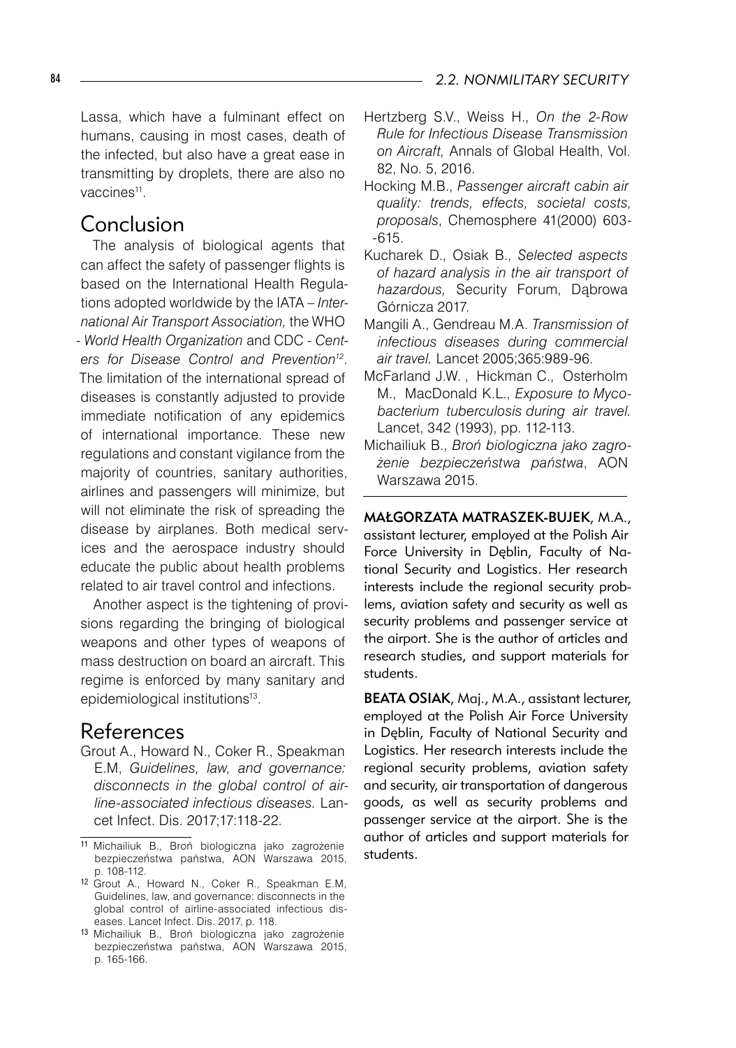Lassa, which have a fulminant effect on humans, causing in most cases, death of the infected, but also have a great ease in transmitting by droplets, there are also no vaccines[11].

## Conclusion

The analysis of biological agents that can affect the safety of passenger flights is based on the International Health Regulations adopted worldwide by the IATA – *International Air Transport Association,* the WHO - *World Health Organization* and CDC - *Centers for Disease Control and Prevention*[12]. The limitation of the international spread of diseases is constantly adjusted to provide immediate notification of any epidemics of international importance. These new regulations and constant vigilance from the majority of countries, sanitary authorities, airlines and passengers will minimize, but will not eliminate the risk of spreading the disease by airplanes. Both medical services and the aerospace industry should educate the public about health problems related to air travel control and infections.

Another aspect is the tightening of provisions regarding the bringing of biological weapons and other types of weapons of mass destruction on board an aircraft. This regime is enforced by many sanitary and epidemiological institutions[13].

## References

Grout A., Howard N., Coker R., Speakman E.M, *Guidelines, law, and governance: disconnects in the global control of airline-associated infectious diseases.* Lancet Infect. Dis. 2017;17:118-22.

Hertzberg S.V., Weiss H., *On the 2-Row Rule for Infectious Disease Transmission on Aircraft,* Annals of Global Health, Vol. 82, No. 5, 2016.

Hocking M.B., *Passenger aircraft cabin air quality: trends, effects, societal costs, proposals*, Chemosphere 41(2000) 603--615.

Kucharek D., Osiak B., *Selected aspects of hazard analysis in the air transport of hazardous,* Security Forum, Dąbrowa Górnicza 2017.

Mangili A., Gendreau M.A. *Transmission of infectious diseases during commercial air travel.* Lancet 2005;365:989-96.

McFarland J.W. , Hickman C., Osterholm M., MacDonald K.L., *Exposure to Mycobacterium tuberculosis during air travel.* Lancet, 342 (1993), pp. 112-113.

Michailiuk B., *Broń biologiczna jako zagrożenie bezpieczeństwa państwa*, AON Warszawa 2015.

[11] Michailiuk B., Broń biologiczna jako zagrożenie bezpieczeństwa państwa, AON Warszawa 2015, p. 108-112.

[12] Grout A., Howard N., Coker R., Speakman E.M, Guidelines, law, and governance: disconnects in the global control of airline-associated infectious diseases. Lancet Infect. Dis. 2017, p. 118.

[13] Michailiuk B., Broń biologiczna jako zagrożenie bezpieczeństwa państwa, AON Warszawa 2015, p. 165-166.

---

**MAŁGORZATA MATRASZEK-BUJEK**, M.A., assistant lecturer, employed at the Polish Air Force University in Dęblin, Faculty of National Security and Logistics. Her research interests include the regional security problems, aviation safety and security as well as security problems and passenger service at the airport. She is the author of articles and research studies, and support materials for students.

**BEATA OSIAK**, Maj., M.A., assistant lecturer, employed at the Polish Air Force University in Dęblin, Faculty of National Security and Logistics. Her research interests include the regional security problems, aviation safety and security, air transportation of dangerous goods, as well as security problems and passenger service at the airport. She is the author of articles and support materials for students.